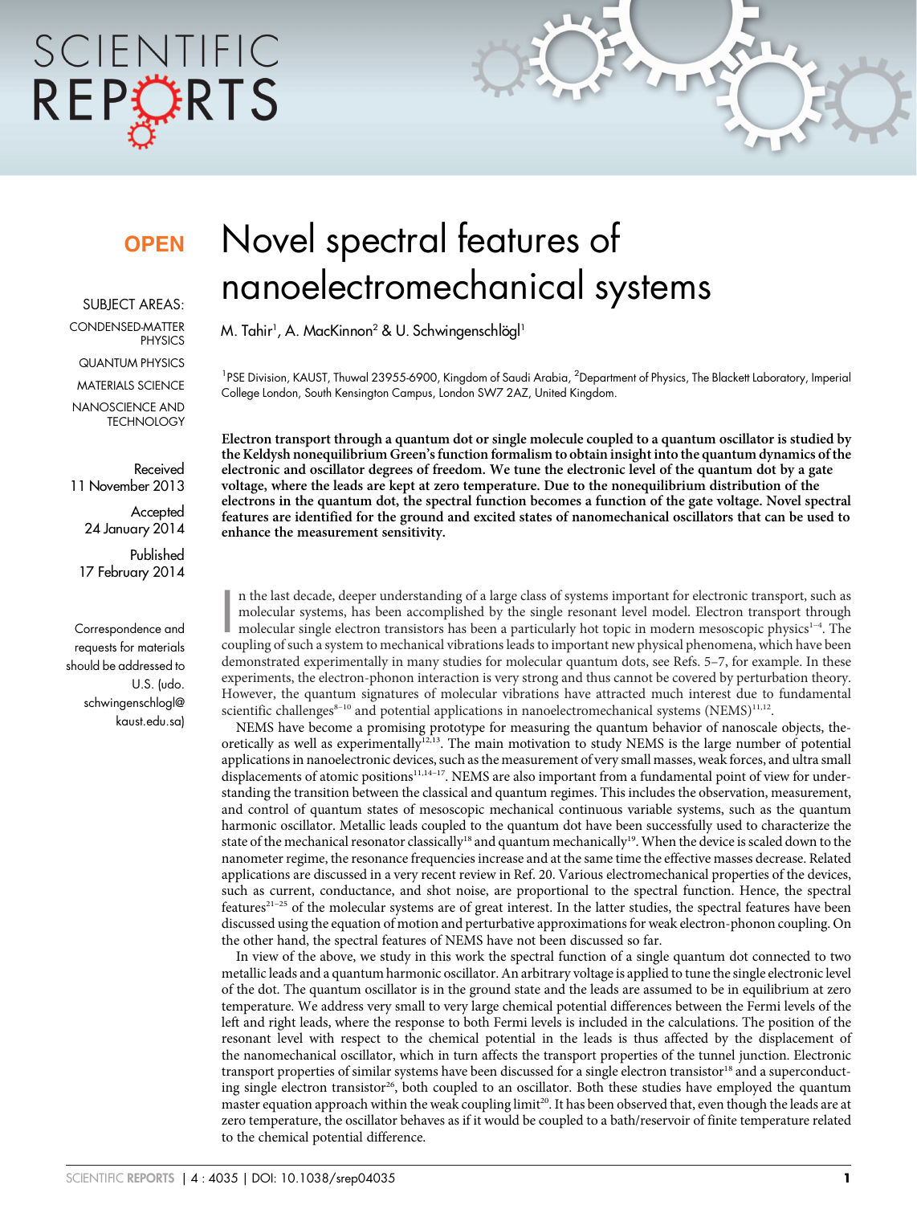SCIENTIFIC REPORTS

**OPEN**

SUBJECT AREAS:

CONDENSED-MATTER PHYSICS

QUANTUM PHYSICS

MATERIALS SCIENCE

NANOSCIENCE AND TECHNOLOGY

Received 11 November 2013

Accepted 24 January 2014

Published 17 February 2014

Correspondence and requests for materials should be addressed to U.S. (udo.schwingenschlogl@kaust.edu.sa)

# Novel spectral features of nanoelectromechanical systems

M. Tahir[1], A. MacKinnon[2] & U. Schwingenschlögl[1]

[1]PSE Division, KAUST, Thuwal 23955-6900, Kingdom of Saudi Arabia, [2]Department of Physics, The Blackett Laboratory, Imperial College London, South Kensington Campus, London SW7 2AZ, United Kingdom.

**Electron transport through a quantum dot or single molecule coupled to a quantum oscillator is studied by the Keldysh nonequilibrium Green's function formalism to obtain insight into the quantum dynamics of the electronic and oscillator degrees of freedom. We tune the electronic level of the quantum dot by a gate voltage, where the leads are kept at zero temperature. Due to the nonequilibrium distribution of the electrons in the quantum dot, the spectral function becomes a function of the gate voltage. Novel spectral features are identified for the ground and excited states of nanomechanical oscillators that can be used to enhance the measurement sensitivity.**

In the last decade, deeper understanding of a large class of systems important for electronic transport, such as molecular systems, has been accomplished by the single resonant level model. Electron transport through molecular single electron transistors has been a particularly hot topic in modern mesoscopic physics[1–4]. The coupling of such a system to mechanical vibrations leads to important new physical phenomena, which have been demonstrated experimentally in many studies for molecular quantum dots, see Refs. 5–7, for example. In these experiments, the electron-phonon interaction is very strong and thus cannot be covered by perturbation theory. However, the quantum signatures of molecular vibrations have attracted much interest due to fundamental scientific challenges[8–10] and potential applications in nanoelectromechanical systems (NEMS)[11,12].

NEMS have become a promising prototype for measuring the quantum behavior of nanoscale objects, theoretically as well as experimentally[12,13]. The main motivation to study NEMS is the large number of potential applications in nanoelectronic devices, such as the measurement of very small masses, weak forces, and ultra small displacements of atomic positions[11,14–17]. NEMS are also important from a fundamental point of view for understanding the transition between the classical and quantum regimes. This includes the observation, measurement, and control of quantum states of mesoscopic mechanical continuous variable systems, such as the quantum harmonic oscillator. Metallic leads coupled to the quantum dot have been successfully used to characterize the state of the mechanical resonator classically[18] and quantum mechanically[19]. When the device is scaled down to the nanometer regime, the resonance frequencies increase and at the same time the effective masses decrease. Related applications are discussed in a very recent review in Ref. 20. Various electromechanical properties of the devices, such as current, conductance, and shot noise, are proportional to the spectral function. Hence, the spectral features[21–25] of the molecular systems are of great interest. In the latter studies, the spectral features have been discussed using the equation of motion and perturbative approximations for weak electron-phonon coupling. On the other hand, the spectral features of NEMS have not been discussed so far.

In view of the above, we study in this work the spectral function of a single quantum dot connected to two metallic leads and a quantum harmonic oscillator. An arbitrary voltage is applied to tune the single electronic level of the dot. The quantum oscillator is in the ground state and the leads are assumed to be in equilibrium at zero temperature. We address very small to very large chemical potential differences between the Fermi levels of the left and right leads, where the response to both Fermi levels is included in the calculations. The position of the resonant level with respect to the chemical potential in the leads is thus affected by the displacement of the nanomechanical oscillator, which in turn affects the transport properties of the tunnel junction. Electronic transport properties of similar systems have been discussed for a single electron transistor[18] and a superconducting single electron transistor[26], both coupled to an oscillator. Both these studies have employed the quantum master equation approach within the weak coupling limit[20]. It has been observed that, even though the leads are at zero temperature, the oscillator behaves as if it would be coupled to a bath/reservoir of finite temperature related to the chemical potential difference.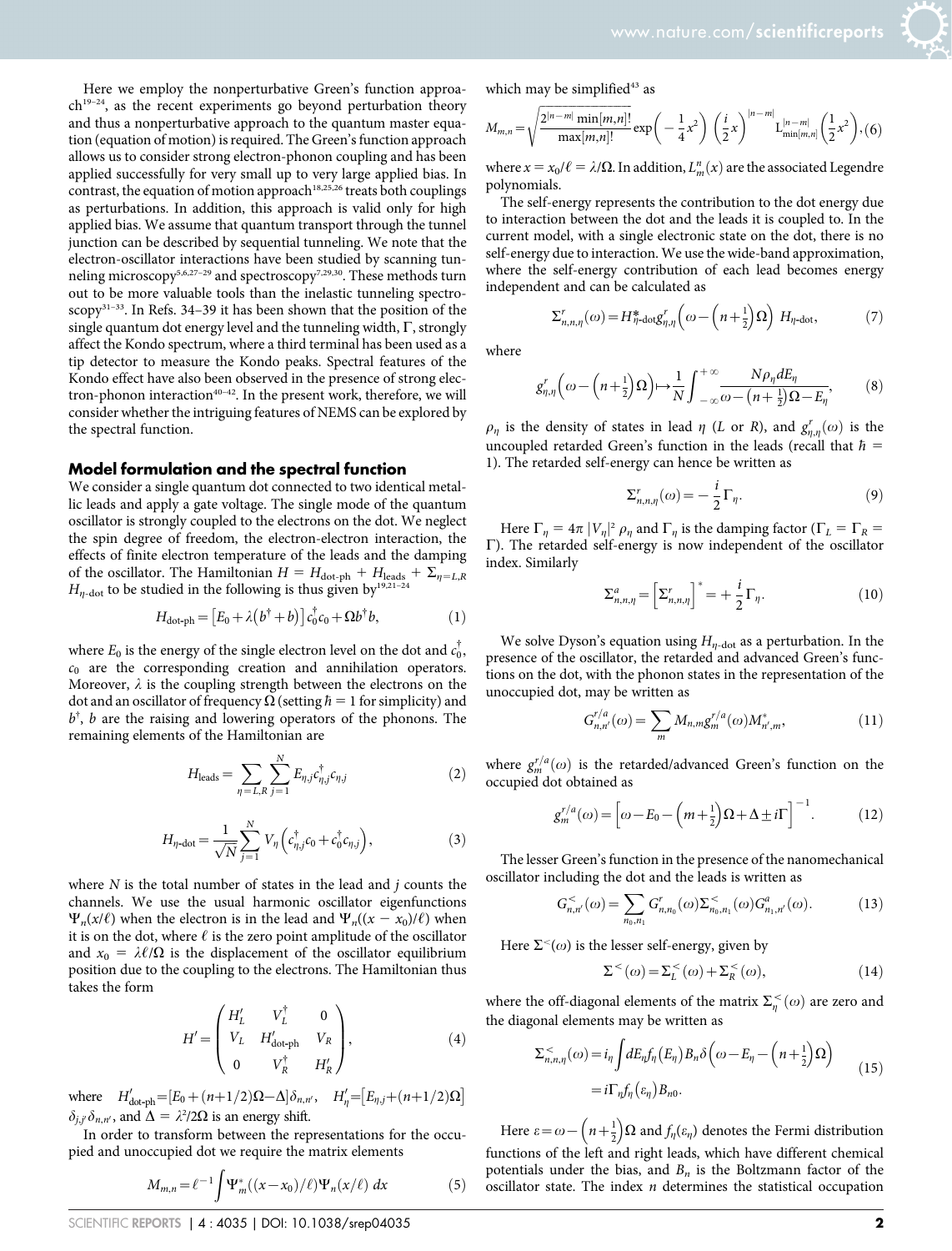Here we employ the nonperturbative Green's function approach[19–24], as the recent experiments go beyond perturbation theory and thus a nonperturbative approach to the quantum master equation (equation of motion) is required. The Green's function approach allows us to consider strong electron-phonon coupling and has been applied successfully for very small up to very large applied bias. In contrast, the equation of motion approach[18,25,26] treats both couplings as perturbations. In addition, this approach is valid only for high applied bias. We assume that quantum transport through the tunnel junction can be described by sequential tunneling. We note that the electron-oscillator interactions have been studied by scanning tunneling microscopy[5,6,27–29] and spectroscopy[7,29,30]. These methods turn out to be more valuable tools than the inelastic tunneling spectroscopy[31–33]. In Refs. 34–39 it has been shown that the position of the single quantum dot energy level and the tunneling width, $\Gamma$, strongly affect the Kondo spectrum, where a third terminal has been used as a tip detector to measure the Kondo peaks. Spectral features of the Kondo effect have also been observed in the presence of strong electron-phonon interaction[40–42]. In the present work, therefore, we will consider whether the intriguing features of NEMS can be explored by the spectral function.

## Model formulation and the spectral function

We consider a single quantum dot connected to two identical metallic leads and apply a gate voltage. The single mode of the quantum oscillator is strongly coupled to the electrons on the dot. We neglect the spin degree of freedom, the electron-electron interaction, the effects of finite electron temperature of the leads and the damping of the oscillator. The Hamiltonian $H = H_{\text{dot-ph}} + H_{\text{leads}} + \Sigma_{\eta=L,R} H_{\eta\text{-dot}}$ to be studied in the following is thus given by[19,21–24]

$$H_{\text{dot-ph}} = \left[E_0 + \lambda\left(b^\dagger + b\right)\right] c_0^\dagger c_0 + \Omega b^\dagger b, \tag{1}$$

where $E_0$ is the energy of the single electron level on the dot and $c_0^\dagger$, $c_0$ are the corresponding creation and annihilation operators. Moreover, $\lambda$ is the coupling strength between the electrons on the dot and an oscillator of frequency $\Omega$ (setting $\hbar = 1$ for simplicity) and $b^\dagger$, $b$ are the raising and lowering operators of the phonons. The remaining elements of the Hamiltonian are

$$H_{\text{leads}} = \sum_{\eta=L,R} \sum_{j=1}^{N} E_{\eta,j} c_{\eta,j}^\dagger c_{\eta,j} \tag{2}$$

$$H_{\eta\text{-dot}} = \frac{1}{\sqrt{N}} \sum_{j=1}^{N} V_\eta \left(c_{\eta,j}^\dagger c_0 + c_0^\dagger c_{\eta,j}\right), \tag{3}$$

where $N$ is the total number of states in the lead and $j$ counts the channels. We use the usual harmonic oscillator eigenfunctions $\Psi_n(x/\ell)$ when the electron is in the lead and $\Psi_n((x - x_0)/\ell)$ when it is on the dot, where $\ell$ is the zero point amplitude of the oscillator and $x_0 = \lambda\ell/\Omega$ is the displacement of the oscillator equilibrium position due to the coupling to the electrons. The Hamiltonian thus takes the form

$$H' = \begin{pmatrix} H'_L & V_L^\dagger & 0 \\ V_L & H'_{\text{dot-ph}} & V_R \\ 0 & V_R^\dagger & H'_R \end{pmatrix}, \tag{4}$$

where $H'_{\text{dot-ph}} = [E_0 + (n+1/2)\Omega - \Delta]\delta_{n,n'}$, $H'_\eta = [E_{\eta,j} + (n+1/2)\Omega]\delta_{j,j'}\delta_{n,n'}$, and $\Delta = \lambda^2/2\Omega$ is an energy shift.

In order to transform between the representations for the occupied and unoccupied dot we require the matrix elements

$$M_{m,n} = \ell^{-1} \int \Psi_m^*((x - x_0)/\ell)\Psi_n(x/\ell)\, dx \tag{5}$$

which may be simplified[43] as

$$M_{m,n} = \sqrt{\frac{2^{|n-m|} \min[m,n]!}{\max[m,n]!}} \exp\left(-\frac{1}{4}x^2\right) \left(\frac{i}{2}x\right)^{|n-m|} \text{L}_{\min[m,n]}^{|n-m|}\left(\frac{1}{2}x^2\right), \tag{6}$$

where $x = x_0/\ell = \lambda/\Omega$. In addition, $L_m^n(x)$ are the associated Legendre polynomials.

The self-energy represents the contribution to the dot energy due to interaction between the dot and the leads it is coupled to. In the current model, with a single electronic state on the dot, there is no self-energy due to interaction. We use the wide-band approximation, where the self-energy contribution of each lead becomes energy independent and can be calculated as

$$\Sigma_{n,n,\eta}^r(\omega) = H_{\eta\text{-dot}}^* g_{\eta,\eta}^r\left(\omega - \left(n + \tfrac{1}{2}\right)\Omega\right) H_{\eta\text{-dot}}, \tag{7}$$

where

$$g_{\eta,\eta}^r\left(\omega - \left(n+\tfrac{1}{2}\right)\Omega\right) \mapsto \frac{1}{N}\int_{-\infty}^{+\infty} \frac{N\rho_\eta dE_\eta}{\omega - \left(n+\frac{1}{2}\right)\Omega - E_\eta}, \tag{8}$$

$\rho_\eta$ is the density of states in lead $\eta$ ($L$ or $R$), and $g_{\eta,\eta}^r(\omega)$ is the uncoupled retarded Green's function in the leads (recall that $\hbar = 1$). The retarded self-energy can hence be written as

$$\Sigma_{n,n,\eta}^r(\omega) = -\frac{i}{2}\Gamma_\eta. \tag{9}$$

Here $\Gamma_\eta = 4\pi|V_\eta|^2 \rho_\eta$ and $\Gamma_\eta$ is the damping factor ($\Gamma_L = \Gamma_R = \Gamma$). The retarded self-energy is now independent of the oscillator index. Similarly

$$\Sigma_{n,n,\eta}^a = \left[\Sigma_{n,n,\eta}^r\right]^* = +\frac{i}{2}\Gamma_\eta. \tag{10}$$

We solve Dyson's equation using $H_{\eta\text{-dot}}$ as a perturbation. In the presence of the oscillator, the retarded and advanced Green's functions on the dot, with the phonon states in the representation of the unoccupied dot, may be written as

$$G_{n,n'}^{r/a}(\omega) = \sum_m M_{n,m} g_m^{r/a}(\omega) M_{n',m}^*, \tag{11}$$

where $g_m^{r/a}(\omega)$ is the retarded/advanced Green's function on the occupied dot obtained as

$$g_m^{r/a}(\omega) = \left[\omega - E_0 - \left(m + \tfrac{1}{2}\right)\Omega + \Delta \pm i\Gamma\right]^{-1}. \tag{12}$$

The lesser Green's function in the presence of the nanomechanical oscillator including the dot and the leads is written as

$$G_{n,n'}^<(\omega) = \sum_{n_0,n_1} G_{n,n_0}^r(\omega)\Sigma_{n_0,n_1}^<(\omega) G_{n_1,n'}^a(\omega). \tag{13}$$

Here $\Sigma^<(\omega)$ is the lesser self-energy, given by

$$\Sigma^<(\omega) = \Sigma_L^<(\omega) + \Sigma_R^<(\omega), \tag{14}$$

where the off-diagonal elements of the matrix $\Sigma_\eta^<(\omega)$ are zero and the diagonal elements may be written as

$$\begin{aligned} \Sigma_{n,n,\eta}^<(\omega) &= i_\eta \int dE_\eta f_\eta(E_\eta) B_n \delta\left(\omega - E_\eta - \left(n+\tfrac{1}{2}\right)\Omega\right) \\ &= i\Gamma_\eta f_\eta(\varepsilon_\eta) B_{n0}. \end{aligned} \tag{15}$$

Here $\varepsilon = \omega - \left(n + \frac{1}{2}\right)\Omega$ and $f_\eta(\varepsilon_\eta)$ denotes the Fermi distribution functions of the left and right leads, which have different chemical potentials under the bias, and $B_n$ is the Boltzmann factor of the oscillator state. The index $n$ determines the statistical occupation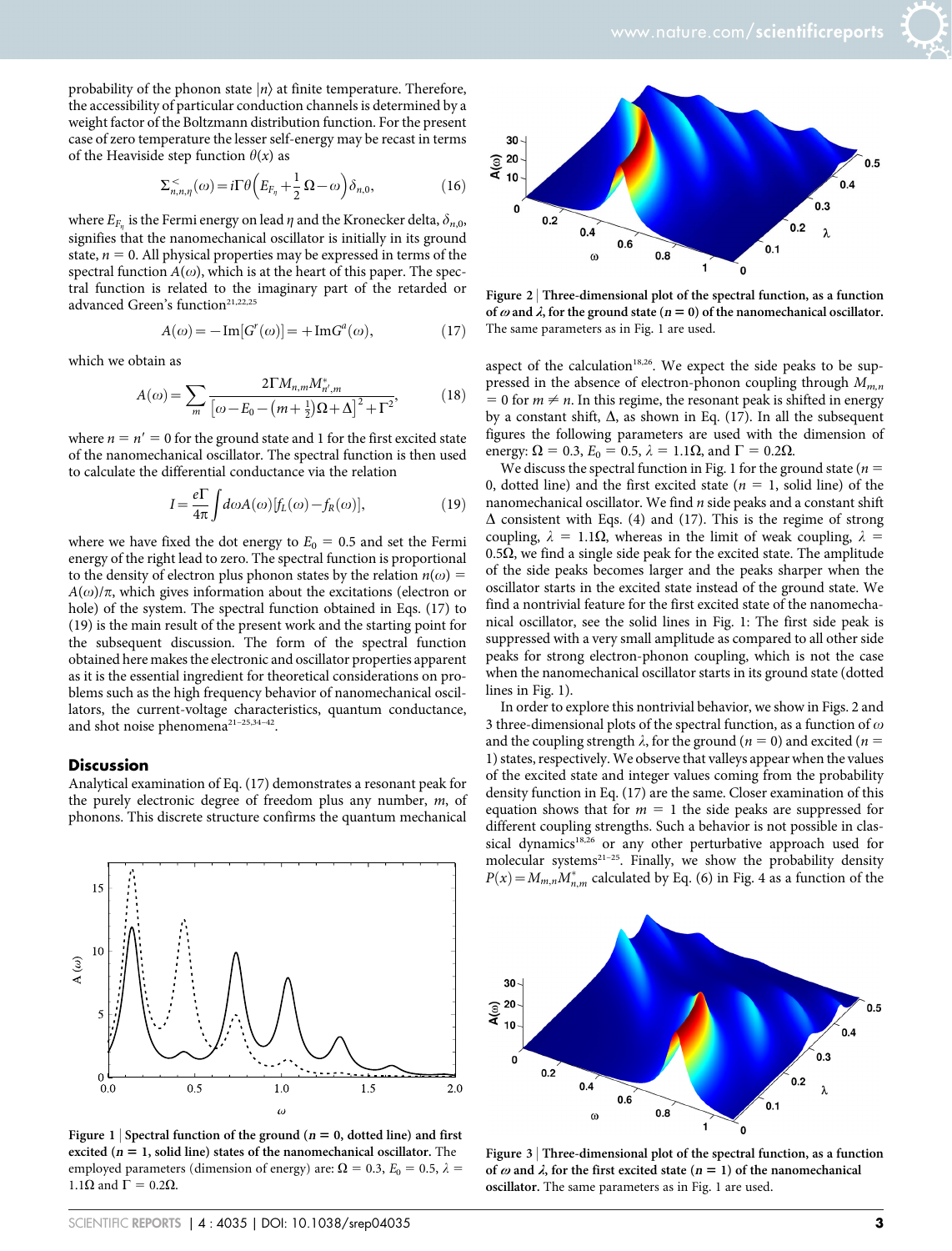probability of the phonon state $|n\rangle$ at finite temperature. Therefore, the accessibility of particular conduction channels is determined by a weight factor of the Boltzmann distribution function. For the present case of zero temperature the lesser self-energy may be recast in terms of the Heaviside step function $\theta(x)$ as

$$\Sigma^{<}_{n,n,\eta}(\omega) = i\Gamma\theta\left(E_{F_\eta} + \frac{1}{2}\Omega - \omega\right)\delta_{n,0}, \tag{16}$$

where $E_{F_\eta}$ is the Fermi energy on lead $\eta$ and the Kronecker delta, $\delta_{n,0}$, signifies that the nanomechanical oscillator is initially in its ground state, $n = 0$. All physical properties may be expressed in terms of the spectral function $A(\omega)$, which is at the heart of this paper. The spectral function is related to the imaginary part of the retarded or advanced Green's function[21,22,25]

$$A(\omega) = -\text{Im}[G^r(\omega)] = +\text{Im}G^a(\omega), \tag{17}$$

which we obtain as

$$A(\omega) = \sum_m \frac{2\Gamma M_{n,m}M^*_{n',m}}{\left[\omega - E_0 - \left(m + \frac{1}{2}\right)\Omega + \Delta\right]^2 + \Gamma^2}, \tag{18}$$

where $n = n' = 0$ for the ground state and 1 for the first excited state of the nanomechanical oscillator. The spectral function is then used to calculate the differential conductance via the relation

$$I = \frac{e\Gamma}{4\pi}\int d\omega A(\omega)[f_L(\omega) - f_R(\omega)], \tag{19}$$

where we have fixed the dot energy to $E_0 = 0.5$ and set the Fermi energy of the right lead to zero. The spectral function is proportional to the density of electron plus phonon states by the relation $n(\omega) = A(\omega)/\pi$, which gives information about the excitations (electron or hole) of the system. The spectral function obtained in Eqs. (17) to (19) is the main result of the present work and the starting point for the subsequent discussion. The form of the spectral function obtained here makes the electronic and oscillator properties apparent as it is the essential ingredient for theoretical considerations on problems such as the high frequency behavior of nanomechanical oscillators, the current-voltage characteristics, quantum conductance, and shot noise phenomena[21–25,34–42].

## Discussion

Analytical examination of Eq. (17) demonstrates a resonant peak for the purely electronic degree of freedom plus any number, $m$, of phonons. This discrete structure confirms the quantum mechanical aspect of the calculation[18,26]. We expect the side peaks to be suppressed in the absence of electron-phonon coupling through $M_{m,n} = 0$ for $m \neq n$. In this regime, the resonant peak is shifted in energy by a constant shift, $\Delta$, as shown in Eq. (17). In all the subsequent figures the following parameters are used with the dimension of energy: $\Omega = 0.3$, $E_0 = 0.5$, $\lambda = 1.1\Omega$, and $\Gamma = 0.2\Omega$.

We discuss the spectral function in Fig. 1 for the ground state ($n = 0$, dotted line) and the first excited state ($n = 1$, solid line) of the nanomechanical oscillator. We find $n$ side peaks and a constant shift $\Delta$ consistent with Eqs. (4) and (17). This is the regime of strong coupling, $\lambda = 1.1\Omega$, whereas in the limit of weak coupling, $\lambda = 0.5\Omega$, we find a single side peak for the excited state. The amplitude of the side peaks becomes larger and the peaks sharper when the oscillator starts in the excited state instead of the ground state. We find a nontrivial feature for the first excited state of the nanomechanical oscillator, see the solid lines in Fig. 1: The first side peak is suppressed with a very small amplitude as compared to all other side peaks for strong electron-phonon coupling, which is not the case when the nanomechanical oscillator starts in its ground state (dotted lines in Fig. 1).

In order to explore this nontrivial behavior, we show in Figs. 2 and 3 three-dimensional plots of the spectral function, as a function of $\omega$ and the coupling strength $\lambda$, for the ground ($n = 0$) and excited ($n = 1$) states, respectively. We observe that valleys appear when the values of the excited state and integer values coming from the probability density function in Eq. (17) are the same. Closer examination of this equation shows that for $m = 1$ the side peaks are suppressed for different coupling strengths. Such a behavior is not possible in classical dynamics[18,26] or any other perturbative approach used for molecular systems[21–25]. Finally, we show the probability density $P(x) = M_{m,n}M^*_{n,m}$ calculated by Eq. (6) in Fig. 4 as a function of the

**Figure 1 | Spectral function of the ground ($n = 0$, dotted line) and first excited ($n = 1$, solid line) states of the nanomechanical oscillator.** The employed parameters (dimension of energy) are: $\Omega = 0.3$, $E_0 = 0.5$, $\lambda = 1.1\Omega$ and $\Gamma = 0.2\Omega$.

**Figure 2 | Three-dimensional plot of the spectral function, as a function of $\omega$ and $\lambda$, for the ground state ($n = 0$) of the nanomechanical oscillator.** The same parameters as in Fig. 1 are used.

**Figure 3 | Three-dimensional plot of the spectral function, as a function of $\omega$ and $\lambda$, for the first excited state ($n = 1$) of the nanomechanical oscillator.** The same parameters as in Fig. 1 are used.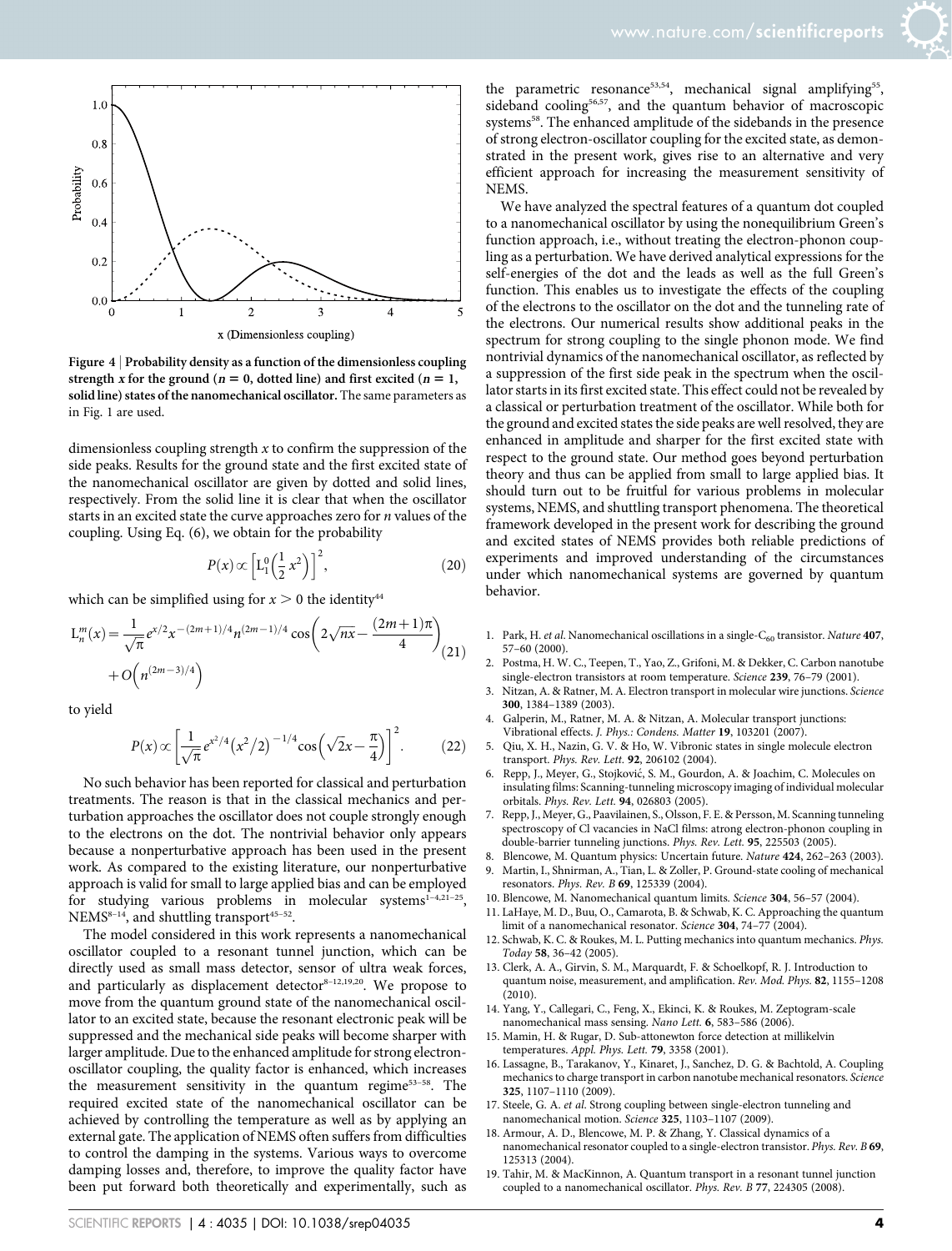1.0

0.8

Probability

0.6

0.4

0.2

0.0

0 1 2 3 4 5

x (Dimensionless coupling)

**Figure 4 | Probability density as a function of the dimensionless coupling strength $x$ for the ground ($n = 0$, dotted line) and first excited ($n = 1$, solid line) states of the nanomechanical oscillator.** The same parameters as in Fig. 1 are used.

dimensionless coupling strength $x$ to confirm the suppression of the side peaks. Results for the ground state and the first excited state of the nanomechanical oscillator are given by dotted and solid lines, respectively. From the solid line it is clear that when the oscillator starts in an excited state the curve approaches zero for $n$ values of the coupling. Using Eq. (6), we obtain for the probability

$$P(x) \propto \left[ \mathrm{L}_1^0\left(\frac{1}{2}x^2\right) \right]^2, \tag{20}$$

which can be simplified using for $x > 0$ the identity[44]

$$\mathrm{L}_n^m(x) = \frac{1}{\sqrt{\pi}} e^{x/2} x^{-(2m+1)/4} n^{(2m-1)/4} \cos\left(2\sqrt{nx} - \frac{(2m+1)\pi}{4}\right) + O\left(n^{(2m-3)/4}\right) \tag{21}$$

to yield

$$P(x) \propto \left[ \frac{1}{\sqrt{\pi}} e^{x^2/4} \left(x^2/2\right)^{-1/4} \cos\left(\sqrt{2}x - \frac{\pi}{4}\right) \right]^2. \tag{22}$$

No such behavior has been reported for classical and perturbation treatments. The reason is that in the classical mechanics and perturbation approaches the oscillator does not couple strongly enough to the electrons on the dot. The nontrivial behavior only appears because a nonperturbative approach has been used in the present work. As compared to the existing literature, our nonperturbative approach is valid for small to large applied bias and can be employed for studying various problems in molecular systems[1–4,21–25], NEMS[8–14], and shuttling transport[45–52].

The model considered in this work represents a nanomechanical oscillator coupled to a resonant tunnel junction, which can be directly used as small mass detector, sensor of ultra weak forces, and particularly as displacement detector[8–12,19,20]. We propose to move from the quantum ground state of the nanomechanical oscillator to an excited state, because the resonant electronic peak will be suppressed and the mechanical side peaks will become sharper with larger amplitude. Due to the enhanced amplitude for strong electron-oscillator coupling, the quality factor is enhanced, which increases the measurement sensitivity in the quantum regime[53–58]. The required excited state of the nanomechanical oscillator can be achieved by controlling the temperature as well as by applying an external gate. The application of NEMS often suffers from difficulties to control the damping in the systems. Various ways to overcome damping losses and, therefore, to improve the quality factor have been put forward both theoretically and experimentally, such as the parametric resonance[53,54], mechanical signal amplifying[55], sideband cooling[56,57], and the quantum behavior of macroscopic systems[58]. The enhanced amplitude of the sidebands in the presence of strong electron-oscillator coupling for the excited state, as demonstrated in the present work, gives rise to an alternative and very efficient approach for increasing the measurement sensitivity of NEMS.

We have analyzed the spectral features of a quantum dot coupled to a nanomechanical oscillator by using the nonequilibrium Green's function approach, i.e., without treating the electron-phonon coupling as a perturbation. We have derived analytical expressions for the self-energies of the dot and the leads as well as the full Green's function. This enables us to investigate the effects of the coupling of the electrons to the oscillator on the dot and the tunneling rate of the electrons. Our numerical results show additional peaks in the spectrum for strong coupling to the single phonon mode. We find nontrivial dynamics of the nanomechanical oscillator, as reflected by a suppression of the first side peak in the spectrum when the oscillator starts in its first excited state. This effect could not be revealed by a classical or perturbation treatment of the oscillator. While both for the ground and excited states the side peaks are well resolved, they are enhanced in amplitude and sharper for the first excited state with respect to the ground state. Our method goes beyond perturbation theory and thus can be applied from small to large applied bias. It should turn out to be fruitful for various problems in molecular systems, NEMS, and shuttling transport phenomena. The theoretical framework developed in the present work for describing the ground and excited states of NEMS provides both reliable predictions of experiments and improved understanding of the circumstances under which nanomechanical systems are governed by quantum behavior.

1. Park, H. *et al*. Nanomechanical oscillations in a single-$C_{60}$ transistor. *Nature* **407**, 57–60 (2000).
2. Postma, H. W. C., Teepen, T., Yao, Z., Grifoni, M. & Dekker, C. Carbon nanotube single-electron transistors at room temperature. *Science* **239**, 76–79 (2001).
3. Nitzan, A. & Ratner, M. A. Electron transport in molecular wire junctions. *Science* **300**, 1384–1389 (2003).
4. Galperin, M., Ratner, M. A. & Nitzan, A. Molecular transport junctions: Vibrational effects. *J. Phys.: Condens. Matter* **19**, 103201 (2007).
5. Qiu, X. H., Nazin, G. V. & Ho, W. Vibronic states in single molecule electron transport. *Phys. Rev. Lett.* **92**, 206102 (2004).
6. Repp, J., Meyer, G., Stojković, S. M., Gourdon, A. & Joachim, C. Molecules on insulating films: Scanning-tunneling microscopy imaging of individual molecular orbitals. *Phys. Rev. Lett.* **94**, 026803 (2005).
7. Repp, J., Meyer, G., Paavilainen, S., Olsson, F. E. & Persson, M. Scanning tunneling spectroscopy of Cl vacancies in NaCl films: atrong electron-phonon coupling in double-barrier tunneling junctions. *Phys. Rev. Lett.* **95**, 225503 (2005).
8. Blencowe, M. Quantum physics: Uncertain future. *Nature* **424**, 262–263 (2003).
9. Martin, I., Shnirman, A., Tian, L. & Zoller, P. Ground-state cooling of mechanical resonators. *Phys. Rev. B* **69**, 125339 (2004).
10. Blencowe, M. Nanomechanical quantum limits. *Science* **304**, 56–57 (2004).
11. LaHaye, M. D., Buu, O., Camarota, B. & Schwab, K. C. Approaching the quantum limit of a nanomechanical resonator. *Science* **304**, 74–77 (2004).
12. Schwab, K. C. & Roukes, M. L. Putting mechanics into quantum mechanics. *Phys. Today* **58**, 36–42 (2005).
13. Clerk, A. A., Girvin, S. M., Marquardt, F. & Schoelkopf, R. J. Introduction to quantum noise, measurement, and amplification. *Rev. Mod. Phys.* **82**, 1155–1208 (2010).
14. Yang, Y., Callegari, C., Feng, X., Ekinci, K. & Roukes, M. Zeptogram-scale nanomechanical mass sensing. *Nano Lett.* **6**, 583–586 (2006).
15. Mamin, H. & Rugar, D. Sub-attonewton force detection at millikelvin temperatures. *Appl. Phys. Lett.* **79**, 3358 (2001).
16. Lassagne, B., Tarakanov, Y., Kinaret, J., Sanchez, D. G. & Bachtold, A. Coupling mechanics to charge transport in carbon nanotube mechanical resonators. *Science* **325**, 1107–1110 (2009).
17. Steele, G. A. *et al*. Strong coupling between single-electron tunneling and nanomechanical motion. *Science* **325**, 1103–1107 (2009).
18. Armour, A. D., Blencowe, M. P. & Zhang, Y. Classical dynamics of a nanomechanical resonator coupled to a single-electron transistor. *Phys. Rev. B* **69**, 125313 (2004).
19. Tahir, M. & MacKinnon, A. Quantum transport in a resonant tunnel junction coupled to a nanomechanical oscillator. *Phys. Rev. B* **77**, 224305 (2008).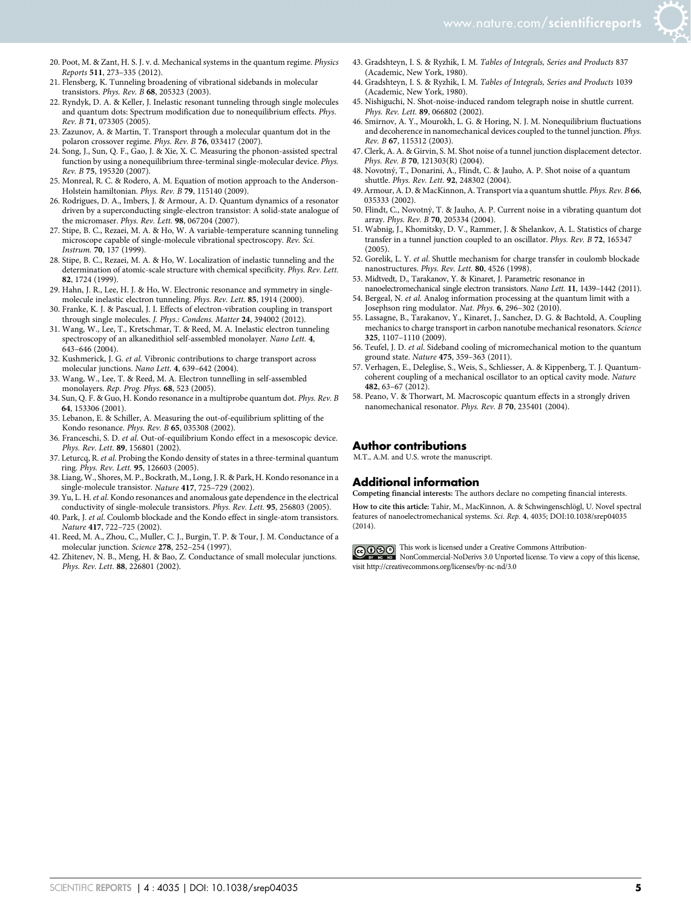20. Poot, M. & Zant, H. S. J. v. d. Mechanical systems in the quantum regime. *Physics Reports* **511**, 273–335 (2012).
21. Flensberg, K. Tunneling broadening of vibrational sidebands in molecular transistors. *Phys. Rev. B* **68**, 205323 (2003).
22. Ryndyk, D. A. & Keller, J. Inelastic resonant tunneling through single molecules and quantum dots: Spectrum modification due to nonequilibrium effects. *Phys. Rev. B* **71**, 073305 (2005).
23. Zazunov, A. & Martin, T. Transport through a molecular quantum dot in the polaron crossover regime. *Phys. Rev. B* **76**, 033417 (2007).
24. Song, J., Sun, Q. F., Gao, J. & Xie, X. C. Measuring the phonon-assisted spectral function by using a nonequilibrium three-terminal single-molecular device. *Phys. Rev. B* **75**, 195320 (2007).
25. Monreal, R. C. & Rodero, A. M. Equation of motion approach to the Anderson-Holstein hamiltonian. *Phys. Rev. B* **79**, 115140 (2009).
26. Rodrigues, D. A., Imbers, J. & Armour, A. D. Quantum dynamics of a resonator driven by a superconducting single-electron transistor: A solid-state analogue of the micromaser. *Phys. Rev. Lett.* **98**, 067204 (2007).
27. Stipe, B. C., Rezaei, M. A. & Ho, W. A variable-temperature scanning tunneling microscope capable of single-molecule vibrational spectroscopy. *Rev. Sci. Instrum.* **70**, 137 (1999).
28. Stipe, B. C., Rezaei, M. A. & Ho, W. Localization of inelastic tunneling and the determination of atomic-scale structure with chemical specificity. *Phys. Rev. Lett.* **82**, 1724 (1999).
29. Hahn, J. R., Lee, H. J. & Ho, W. Electronic resonance and symmetry in single-molecule inelastic electron tunneling. *Phys. Rev. Lett.* **85**, 1914 (2000).
30. Franke, K. J. & Pascual, J. I. Effects of electron-vibration coupling in transport through single molecules. *J. Phys.: Condens. Matter* **24**, 394002 (2012).
31. Wang, W., Lee, T., Kretschmar, T. & Reed, M. A. Inelastic electron tunneling spectroscopy of an alkanedithiol self-assembled monolayer. *Nano Lett.* **4**, 643–646 (2004).
32. Kushmerick, J. G. *et al.* Vibronic contributions to charge transport across molecular junctions. *Nano Lett.* **4**, 639–642 (2004).
33. Wang, W., Lee, T. & Reed, M. A. Electron tunnelling in self-assembled monolayers. *Rep. Prog. Phys.* **68**, 523 (2005).
34. Sun, Q. F. & Guo, H. Kondo resonance in a multiprobe quantum dot. *Phys. Rev. B* **64**, 153306 (2001).
35. Lebanon, E. & Schiller, A. Measuring the out-of-equilibrium splitting of the Kondo resonance. *Phys. Rev. B* **65**, 035308 (2002).
36. Franceschi, S. D. *et al.* Out-of-equilibrium Kondo effect in a mesoscopic device. *Phys. Rev. Lett.* **89**, 156801 (2002).
37. Leturcq, R. *et al.* Probing the Kondo density of states in a three-terminal quantum ring. *Phys. Rev. Lett.* **95**, 126603 (2005).
38. Liang, W., Shores, M. P., Bockrath, M., Long, J. R. & Park, H. Kondo resonance in a single-molecule transistor. *Nature* **417**, 725–729 (2002).
39. Yu, L. H. *et al.* Kondo resonances and anomalous gate dependence in the electrical conductivity of single-molecule transistors. *Phys. Rev. Lett.* **95**, 256803 (2005).
40. Park, J. *et al.* Coulomb blockade and the Kondo effect in single-atom transistors. *Nature* **417**, 722–725 (2002).
41. Reed, M. A., Zhou, C., Muller, C. J., Burgin, T. P. & Tour, J. M. Conductance of a molecular junction. *Science* **278**, 252–254 (1997).
42. Zhitenev, N. B., Meng, H. & Bao, Z. Conductance of small molecular junctions. *Phys. Rev. Lett.* **88**, 226801 (2002).
43. Gradshteyn, I. S. & Ryzhik, I. M. *Tables of Integrals, Series and Products* 837 (Academic, New York, 1980).
44. Gradshteyn, I. S. & Ryzhik, I. M. *Tables of Integrals, Series and Products* 1039 (Academic, New York, 1980).
45. Nishiguchi, N. Shot-noise-induced random telegraph noise in shuttle current. *Phys. Rev. Lett.* **89**, 066802 (2002).
46. Smirnov, A. Y., Mourokh, L. G. & Horing, N. J. M. Nonequilibrium fluctuations and decoherence in nanomechanical devices coupled to the tunnel junction. *Phys. Rev. B* **67**, 115312 (2003).
47. Clerk, A. A. & Girvin, S. M. Shot noise of a tunnel junction displacement detector. *Phys. Rev. B* **70**, 121303(R) (2004).
48. Novotný, T., Donarini, A., Flindt, C. & Jauho, A. P. Shot noise of a quantum shuttle. *Phys. Rev. Lett.* **92**, 248302 (2004).
49. Armour, A. D. & MacKinnon, A. Transport via a quantum shuttle. *Phys. Rev. B* **66**, 035333 (2002).
50. Flindt, C., Novotný, T. & Jauho, A. P. Current noise in a vibrating quantum dot array. *Phys. Rev. B* **70**, 205334 (2004).
51. Wabnig, J., Khomitsky, D. V., Rammer, J. & Shelankov, A. L. Statistics of charge transfer in a tunnel junction coupled to an oscillator. *Phys. Rev. B* **72**, 165347 (2005).
52. Gorelik, L. Y. *et al.* Shuttle mechanism for charge transfer in coulomb blockade nanostructures. *Phys. Rev. Lett.* **80**, 4526 (1998).
53. Midtvedt, D., Tarakanov, Y. & Kinaret, J. Parametric resonance in nanoelectromechanical single electron transistors. *Nano Lett.* **11**, 1439–1442 (2011).
54. Bergeal, N. *et al.* Analog information processing at the quantum limit with a Josephson ring modulator. *Nat. Phys.* **6**, 296–302 (2010).
55. Lassagne, B., Tarakanov, Y., Kinaret, J., Sanchez, D. G. & Bachtold, A. Coupling mechanics to charge transport in carbon nanotube mechanical resonators. *Science* **325**, 1107–1110 (2009).
56. Teufel, J. D. *et al.* Sideband cooling of micromechanical motion to the quantum ground state. *Nature* **475**, 359–363 (2011).
57. Verhagen, E., Deleglise, S., Weis, S., Schliesser, A. & Kippenberg, T. J. Quantum-coherent coupling of a mechanical oscillator to an optical cavity mode. *Nature* **482**, 63–67 (2012).
58. Peano, V. & Thorwart, M. Macroscopic quantum effects in a strongly driven nanomechanical resonator. *Phys. Rev. B* **70**, 235401 (2004).

## Author contributions

M.T., A.M. and U.S. wrote the manuscript.

## Additional information

**Competing financial interests:** The authors declare no competing financial interests.

**How to cite this article:** Tahir, M., MacKinnon, A. & Schwingenschlögl, U. Novel spectral features of nanoelectromechanical systems. *Sci. Rep.* **4**, 4035; DOI:10.1038/srep04035 (2014).

This work is licensed under a Creative Commons Attribution-NonCommercial-NoDerivs 3.0 Unported license. To view a copy of this license, visit http://creativecommons.org/licenses/by-nc-nd/3.0